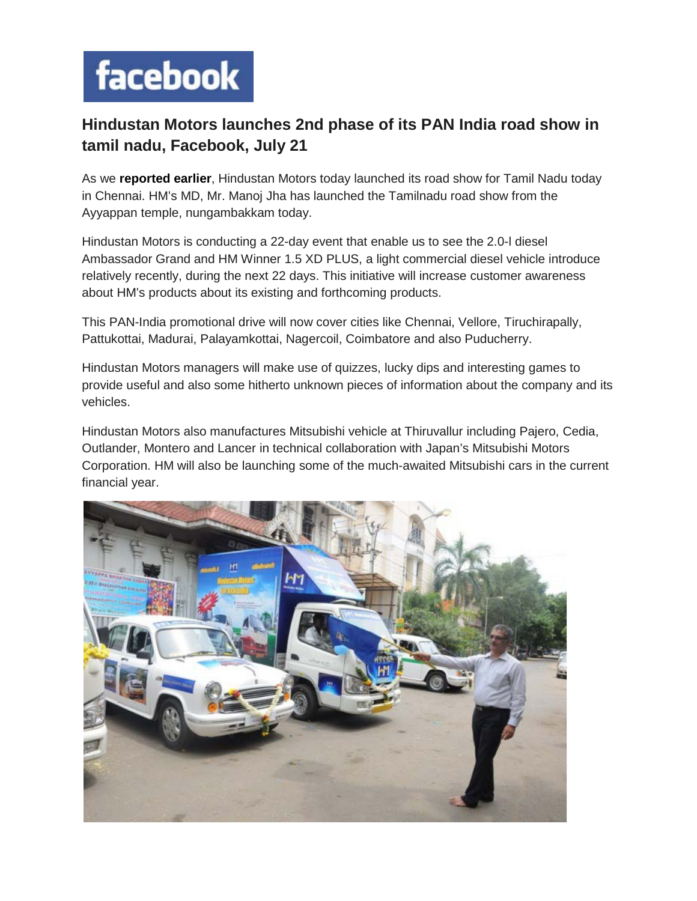# facebook

## Hindustan Motors launches 2nd phase of its PAN India road show in tamil nadu, Facebook, July 21

As we **reported earlier**, Hindustan Motors today launched its road show for Tamil Nadu today in Chennai. HM's MD, Mr. Manoj Jha has launched the Tamilnadu road show from the Ayyappan temple, nungambakkam today.

Hindustan Motors is conducting a 22-day event that enable us to see the 2.0-l diesel Ambassador Grand and HM Winner 1.5 XD PLUS, a light commercial diesel vehicle introduce relatively recently, during the next 22 days. This initiative will increase customer awareness about HM's products about its existing and forthcoming products.

This PAN-India promotional drive will now cover cities like Chennai, Vellore, Tiruchirapally, Pattukottai, Madurai, Palayamkottai, Nagercoil, Coimbatore and also Puducherry.

Hindustan Motors managers will make use of quizzes, lucky dips and interesting games to provide useful and also some hitherto unknown pieces of information about the company and its vehicles.

Hindustan Motors also manufactures Mitsubishi vehicle at Thiruvallur including Pajero, Cedia, Outlander, Montero and Lancer in technical collaboration with Japan's Mitsubishi Motors Corporation. HM will also be launching some of the much-awaited Mitsubishi cars in the current financial year.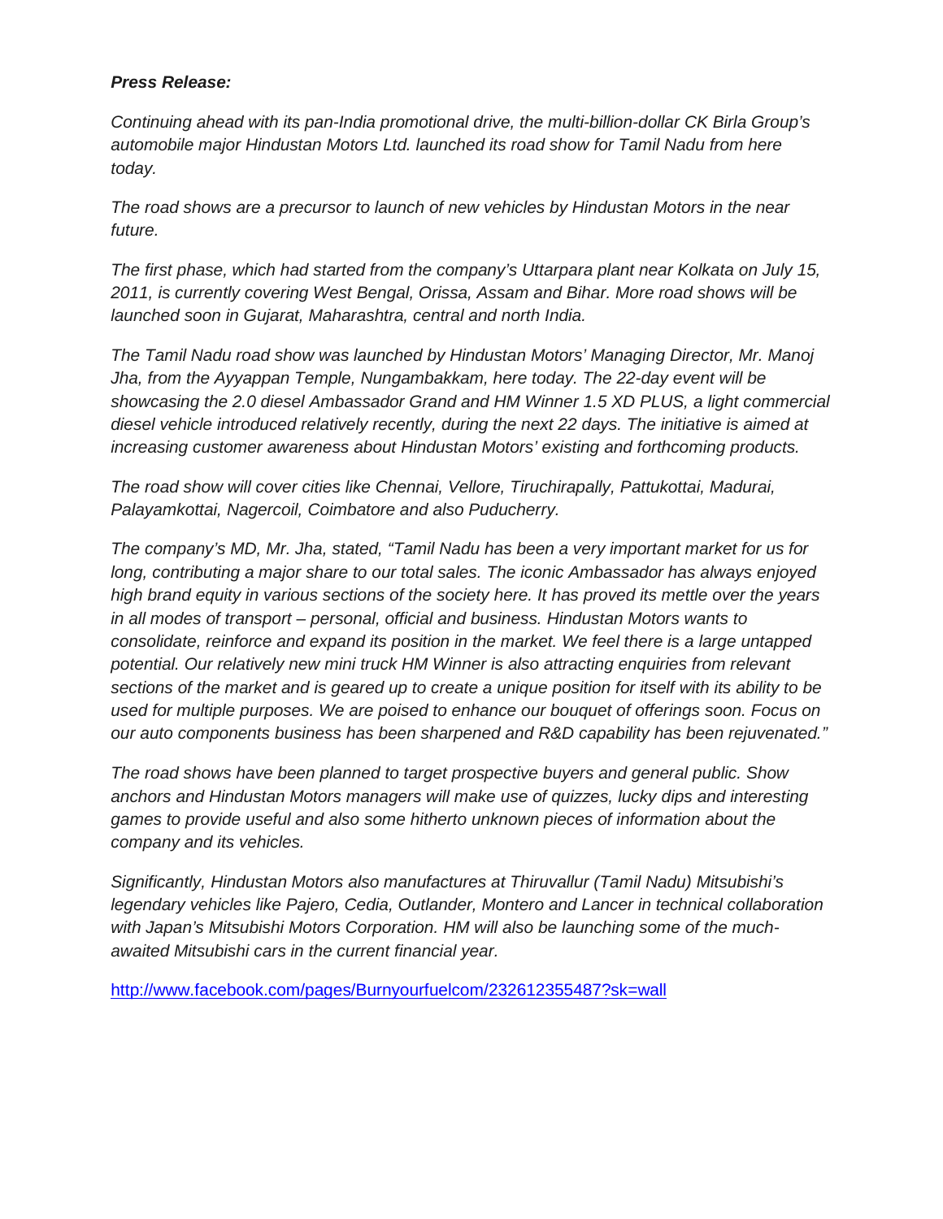***Press Release:***

*Continuing ahead with its pan-India promotional drive, the multi-billion-dollar CK Birla Group's automobile major Hindustan Motors Ltd. launched its road show for Tamil Nadu from here today.*

*The road shows are a precursor to launch of new vehicles by Hindustan Motors in the near future.*

*The first phase, which had started from the company's Uttarpara plant near Kolkata on July 15, 2011, is currently covering West Bengal, Orissa, Assam and Bihar. More road shows will be launched soon in Gujarat, Maharashtra, central and north India.*

*The Tamil Nadu road show was launched by Hindustan Motors' Managing Director, Mr. Manoj Jha, from the Ayyappan Temple, Nungambakkam, here today. The 22-day event will be showcasing the 2.0 diesel Ambassador Grand and HM Winner 1.5 XD PLUS, a light commercial diesel vehicle introduced relatively recently, during the next 22 days. The initiative is aimed at increasing customer awareness about Hindustan Motors' existing and forthcoming products.*

*The road show will cover cities like Chennai, Vellore, Tiruchirapally, Pattukottai, Madurai, Palayamkottai, Nagercoil, Coimbatore and also Puducherry.*

*The company's MD, Mr. Jha, stated, "Tamil Nadu has been a very important market for us for long, contributing a major share to our total sales. The iconic Ambassador has always enjoyed high brand equity in various sections of the society here. It has proved its mettle over the years in all modes of transport – personal, official and business. Hindustan Motors wants to consolidate, reinforce and expand its position in the market. We feel there is a large untapped potential. Our relatively new mini truck HM Winner is also attracting enquiries from relevant sections of the market and is geared up to create a unique position for itself with its ability to be used for multiple purposes. We are poised to enhance our bouquet of offerings soon. Focus on our auto components business has been sharpened and R&D capability has been rejuvenated."*

*The road shows have been planned to target prospective buyers and general public. Show anchors and Hindustan Motors managers will make use of quizzes, lucky dips and interesting games to provide useful and also some hitherto unknown pieces of information about the company and its vehicles.*

*Significantly, Hindustan Motors also manufactures at Thiruvallur (Tamil Nadu) Mitsubishi's legendary vehicles like Pajero, Cedia, Outlander, Montero and Lancer in technical collaboration with Japan's Mitsubishi Motors Corporation. HM will also be launching some of the much-awaited Mitsubishi cars in the current financial year.*

http://www.facebook.com/pages/Burnyourfuelcom/232612355487?sk=wall